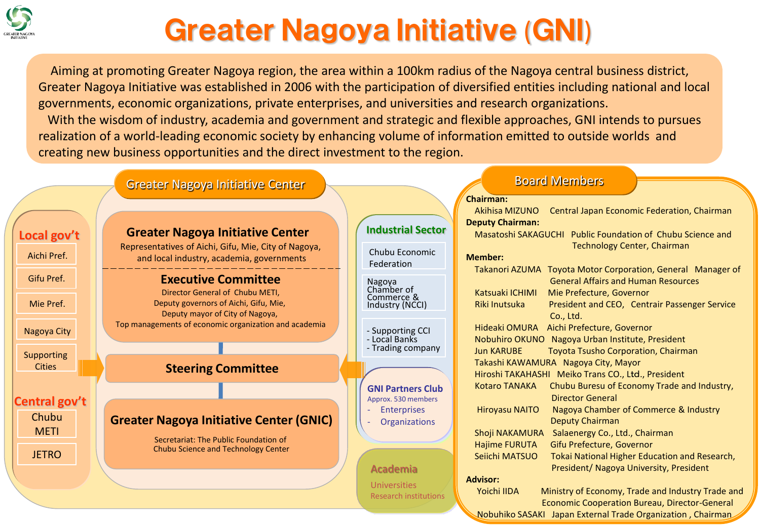# Greater Nagoya Initiative (GNI)

Aiming at promoting Greater Nagoya region, the area within a 100km radius of the Nagoya central business district, Greater Nagoya Initiative was established in 2006 with the participation of diversified entities including national and local governments, economic organizations, private enterprises, and universities and research organizations.

With the wisdom of industry, academia and government and strategic and flexible approaches, GNI intends to pursues realization of a world-leading economic society by enhancing volume of information emitted to outside worlds and creating new business opportunities and the direct investment to the region.

## Greater Nagoya Initiative Center

### Local gov't

- Aichi Pref.
- Gifu Pref.
- Mie Pref.
- Nagoya City
- Supporting Cities

### Central gov't

- Chubu METI
- JETRO

### Greater Nagoya Initiative Center

Representatives of Aichi, Gifu, Mie, City of Nagoya, and local industry, academia, governments

### Executive Committee

Director General of Chubu METI,
Deputy governors of Aichi, Gifu, Mie,
Deputy mayor of City of Nagoya,
Top managements of economic organization and academia

### Steering Committee

### Greater Nagoya Initiative Center (GNIC)

Secretariat: The Public Foundation of Chubu Science and Technology Center

### Industrial Sector

- Chubu Economic Federation
- Nagoya Chamber of Commerce & Industry (NCCI)
- Supporting CCI
- Local Banks
- Trading company

### GNI Partners Club

Approx. 530 members

- Enterprises
- Organizations

### Academia

Universities
Research institutions

## Board Members

**Chairman:**

Akihisa MIZUNO — Central Japan Economic Federation, Chairman

**Deputy Chairman:**

Masatoshi SAKAGUCHI — Public Foundation of Chubu Science and Technology Center, Chairman

**Member:**

Takanori AZUMA — Toyota Motor Corporation, General Manager of General Affairs and Human Resources
Katsuaki ICHIMI — Mie Prefecture, Governor
Riki Inutsuka — President and CEO, Centrair Passenger Service Co., Ltd.
Hideaki OMURA — Aichi Prefecture, Governor
Nobuhiro OKUNO — Nagoya Urban Institute, President
Jun KARUBE — Toyota Tsusho Corporation, Chairman
Takashi KAWAMURA — Nagoya City, Mayor
Hiroshi TAKAHASHI — Meiko Trans CO., Ltd., President
Kotaro TANAKA — Chubu Buresu of Economy Trade and Industry, Director General
Hiroyasu NAITO — Nagoya Chamber of Commerce & Industry Deputy Chairman
Shoji NAKAMURA — Salaenergy Co., Ltd., Chairman
Hajime FURUTA — Gifu Prefecture, Governor
Seiichi MATSUO — Tokai National Higher Education and Research, President/ Nagoya University, President

**Advisor:**

Yoichi IIDA — Ministry of Economy, Trade and Industry Trade and Economic Cooperation Bureau, Director-General
Nobuhiko SASAKI — Japan External Trade Organization , Chairman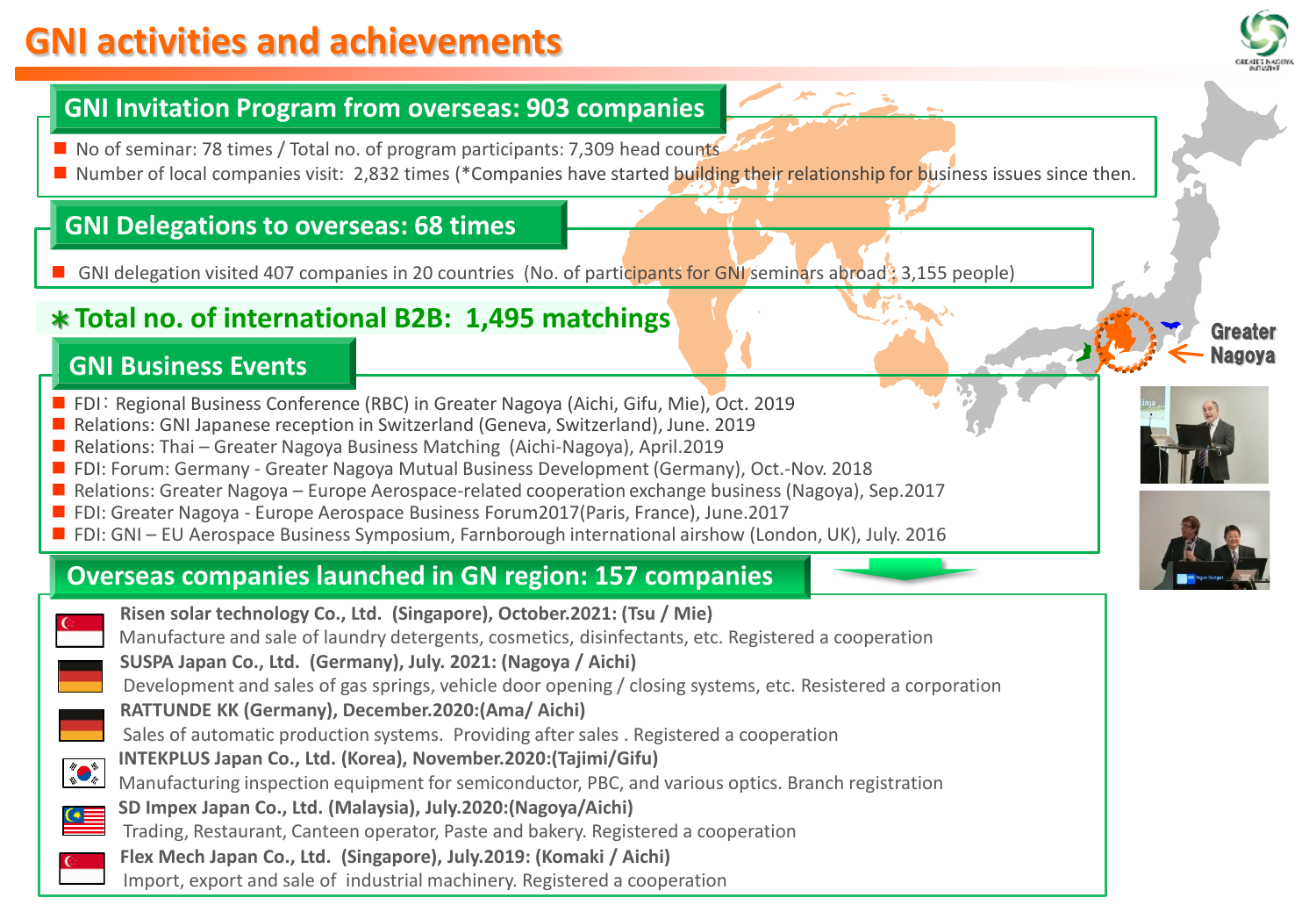# GNI activities and achievements

## GNI Invitation Program from overseas: 903 companies

- No of seminar: 78 times / Total no. of program participants: 7,309 head counts
- Number of local companies visit: 2,832 times (*Companies have started building their relationship for business issues since then.

## GNI Delegations to overseas: 68 times

- GNI delegation visited 407 companies in 20 countries (No. of participants for GNI seminars abroad : 3,155 people)

## ＊Total no. of international B2B: 1,495 matchings

## GNI Business Events

- FDI：Regional Business Conference (RBC) in Greater Nagoya (Aichi, Gifu, Mie), Oct. 2019
- Relations: GNI Japanese reception in Switzerland (Geneva, Switzerland), June. 2019
- Relations: Thai – Greater Nagoya Business Matching (Aichi-Nagoya), April.2019
- FDI: Forum: Germany - Greater Nagoya Mutual Business Development (Germany), Oct.-Nov. 2018
- Relations: Greater Nagoya – Europe Aerospace-related cooperation exchange business (Nagoya), Sep.2017
- FDI: Greater Nagoya - Europe Aerospace Business Forum2017(Paris, France), June.2017
- FDI: GNI – EU Aerospace Business Symposium, Farnborough international airshow (London, UK), July. 2016

Greater Nagoya

## Overseas companies launched in GN region: 157 companies

**Risen solar technology Co., Ltd. (Singapore), October.2021: (Tsu / Mie)**
Manufacture and sale of laundry detergents, cosmetics, disinfectants, etc. Registered a cooperation

**SUSPA Japan Co., Ltd. (Germany), July. 2021: (Nagoya / Aichi)**
Development and sales of gas springs, vehicle door opening / closing systems, etc. Resistered a corporation

**RATTUNDE KK (Germany), December.2020:(Ama/ Aichi)**
Sales of automatic production systems. Providing after sales . Registered a cooperation

**INTEKPLUS Japan Co., Ltd. (Korea), November.2020:(Tajimi/Gifu)**
Manufacturing inspection equipment for semiconductor, PBC, and various optics. Branch registration

**SD Impex Japan Co., Ltd. (Malaysia), July.2020:(Nagoya/Aichi)**
Trading, Restaurant, Canteen operator, Paste and bakery. Registered a cooperation

**Flex Mech Japan Co., Ltd. (Singapore), July.2019: (Komaki / Aichi)**
Import, export and sale of industrial machinery. Registered a cooperation